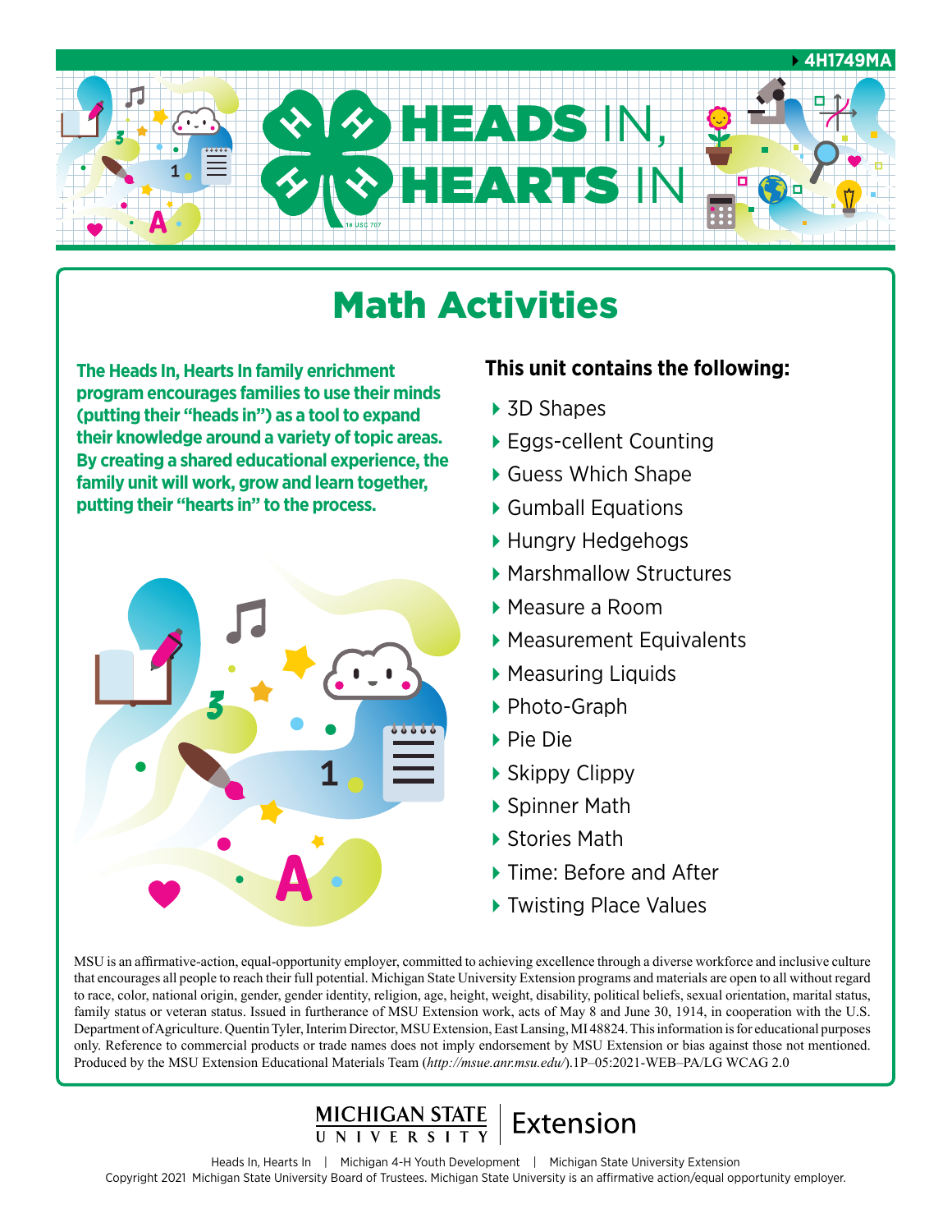4H1749MA

# HEADS IN, HEARTS IN

## Math Activities

**The Heads In, Hearts In family enrichment program encourages families to use their minds (putting their "heads in") as a tool to expand their knowledge around a variety of topic areas. By creating a shared educational experience, the family unit will work, grow and learn together, putting their "hearts in" to the process.**

### This unit contains the following:

- 3D Shapes
- Eggs-cellent Counting
- Guess Which Shape
- Gumball Equations
- Hungry Hedgehogs
- Marshmallow Structures
- Measure a Room
- Measurement Equivalents
- Measuring Liquids
- Photo-Graph
- Pie Die
- Skippy Clippy
- Spinner Math
- Stories Math
- Time: Before and After
- Twisting Place Values

MSU is an affirmative-action, equal-opportunity employer, committed to achieving excellence through a diverse workforce and inclusive culture that encourages all people to reach their full potential. Michigan State University Extension programs and materials are open to all without regard to race, color, national origin, gender, gender identity, religion, age, height, weight, disability, political beliefs, sexual orientation, marital status, family status or veteran status. Issued in furtherance of MSU Extension work, acts of May 8 and June 30, 1914, in cooperation with the U.S. Department of Agriculture. Quentin Tyler, Interim Director, MSU Extension, East Lansing, MI 48824. This information is for educational purposes only. Reference to commercial products or trade names does not imply endorsement by MSU Extension or bias against those not mentioned. Produced by the MSU Extension Educational Materials Team (*http://msue.anr.msu.edu/*).1P–05:2021-WEB–PA/LG WCAG 2.0

MICHIGAN STATE UNIVERSITY | Extension

Heads In, Hearts In | Michigan 4-H Youth Development | Michigan State University Extension

Copyright 2021 Michigan State University Board of Trustees. Michigan State University is an affirmative action/equal opportunity employer.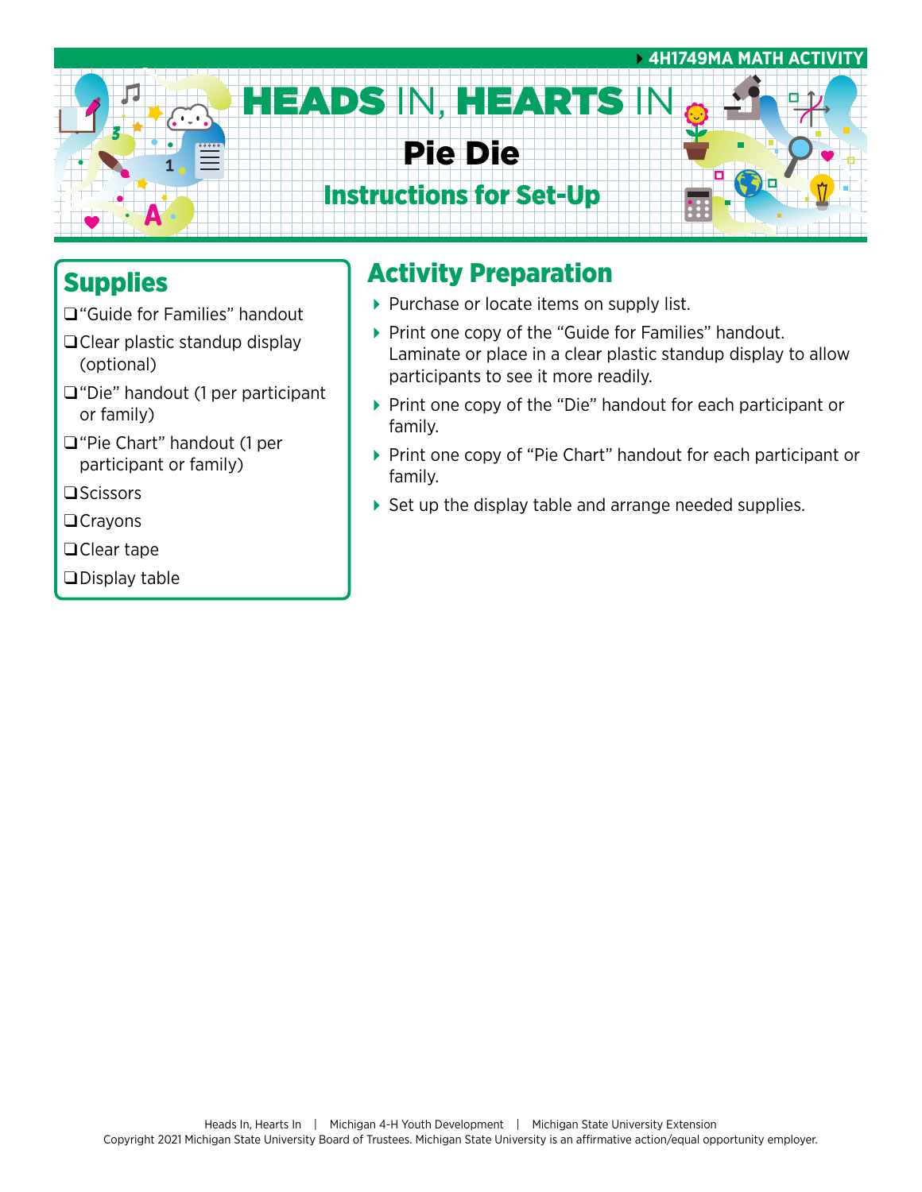4H1749MA MATH ACTIVITY

# HEADS IN, HEARTS IN

## Pie Die

## Instructions for Set-Up

## Supplies

- ❑ "Guide for Families" handout
- ❑ Clear plastic standup display (optional)
- ❑ "Die" handout (1 per participant or family)
- ❑ "Pie Chart" handout (1 per participant or family)
- ❑ Scissors
- ❑ Crayons
- ❑ Clear tape
- ❑ Display table

## Activity Preparation

- Purchase or locate items on supply list.
- Print one copy of the "Guide for Families" handout. Laminate or place in a clear plastic standup display to allow participants to see it more readily.
- Print one copy of the "Die" handout for each participant or family.
- Print one copy of "Pie Chart" handout for each participant or family.
- Set up the display table and arrange needed supplies.

Heads In, Hearts In | Michigan 4-H Youth Development | Michigan State University Extension
Copyright 2021 Michigan State University Board of Trustees. Michigan State University is an affirmative action/equal opportunity employer.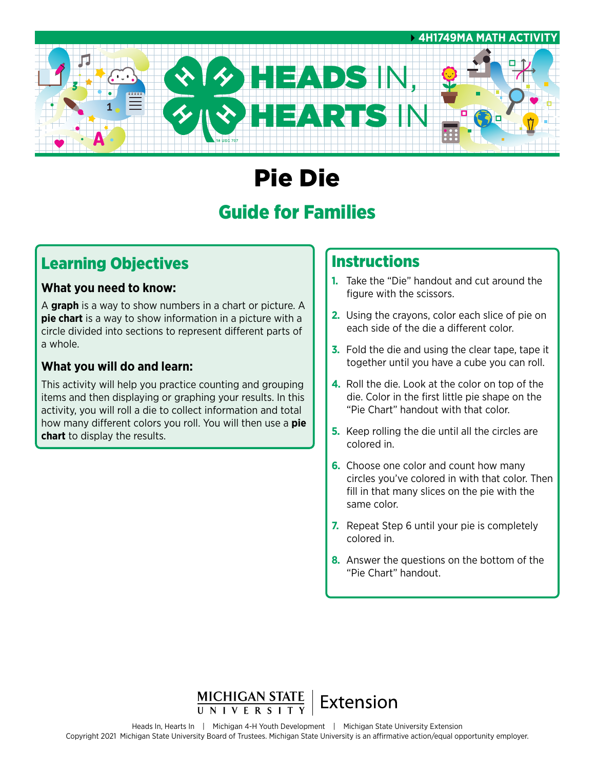4H1749MA MATH ACTIVITY

# Pie Die

## Guide for Families

## Learning Objectives

### What you need to know:

A **graph** is a way to show numbers in a chart or picture. A **pie chart** is a way to show information in a picture with a circle divided into sections to represent different parts of a whole.

### What you will do and learn:

This activity will help you practice counting and grouping items and then displaying or graphing your results. In this activity, you will roll a die to collect information and total how many different colors you roll. You will then use a **pie chart** to display the results.

## Instructions

1. Take the "Die" handout and cut around the figure with the scissors.
2. Using the crayons, color each slice of pie on each side of the die a different color.
3. Fold the die and using the clear tape, tape it together until you have a cube you can roll.
4. Roll the die. Look at the color on top of the die. Color in the first little pie shape on the "Pie Chart" handout with that color.
5. Keep rolling the die until all the circles are colored in.
6. Choose one color and count how many circles you've colored in with that color. Then fill in that many slices on the pie with the same color.
7. Repeat Step 6 until your pie is completely colored in.
8. Answer the questions on the bottom of the "Pie Chart" handout.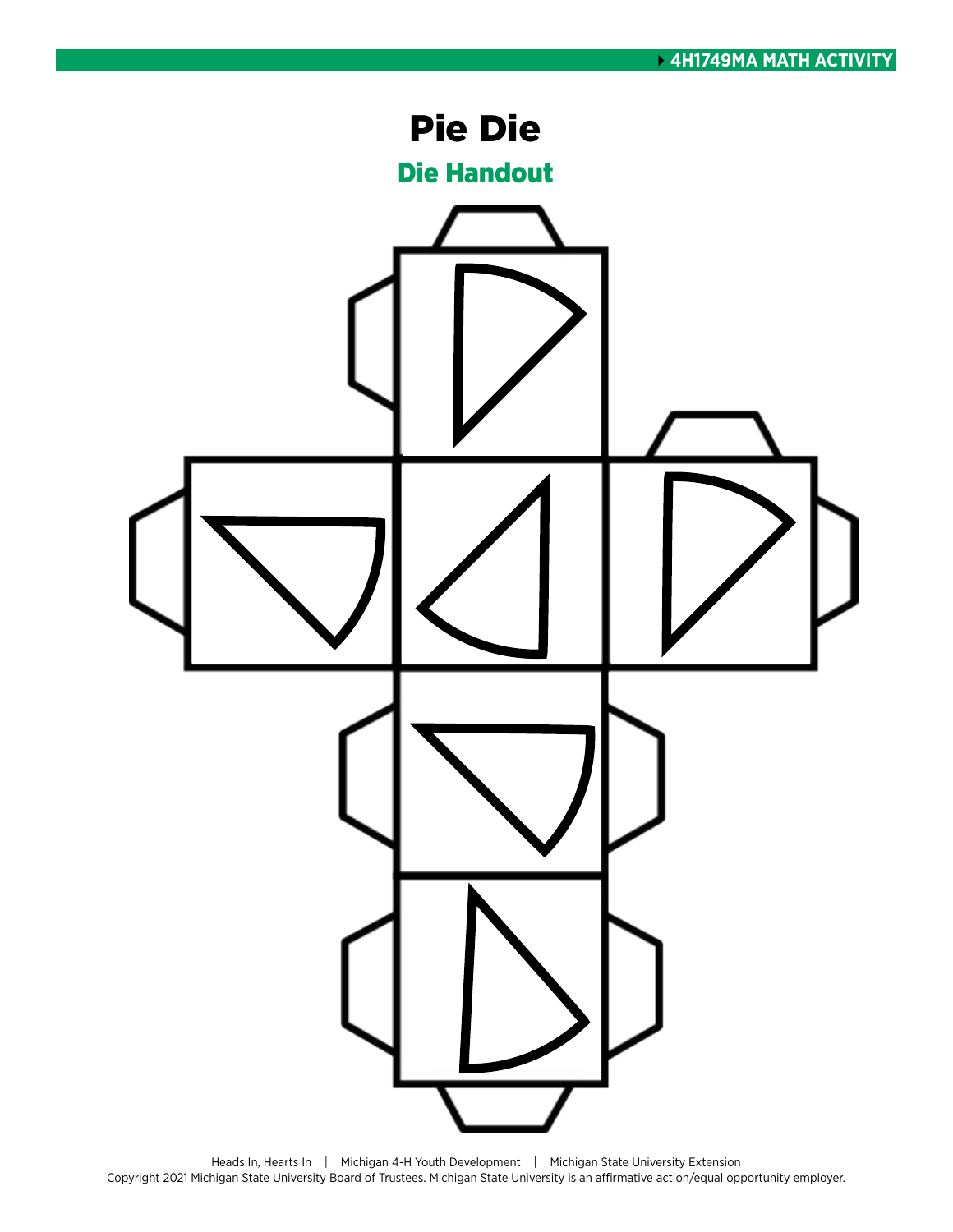# Pie Die

## Die Handout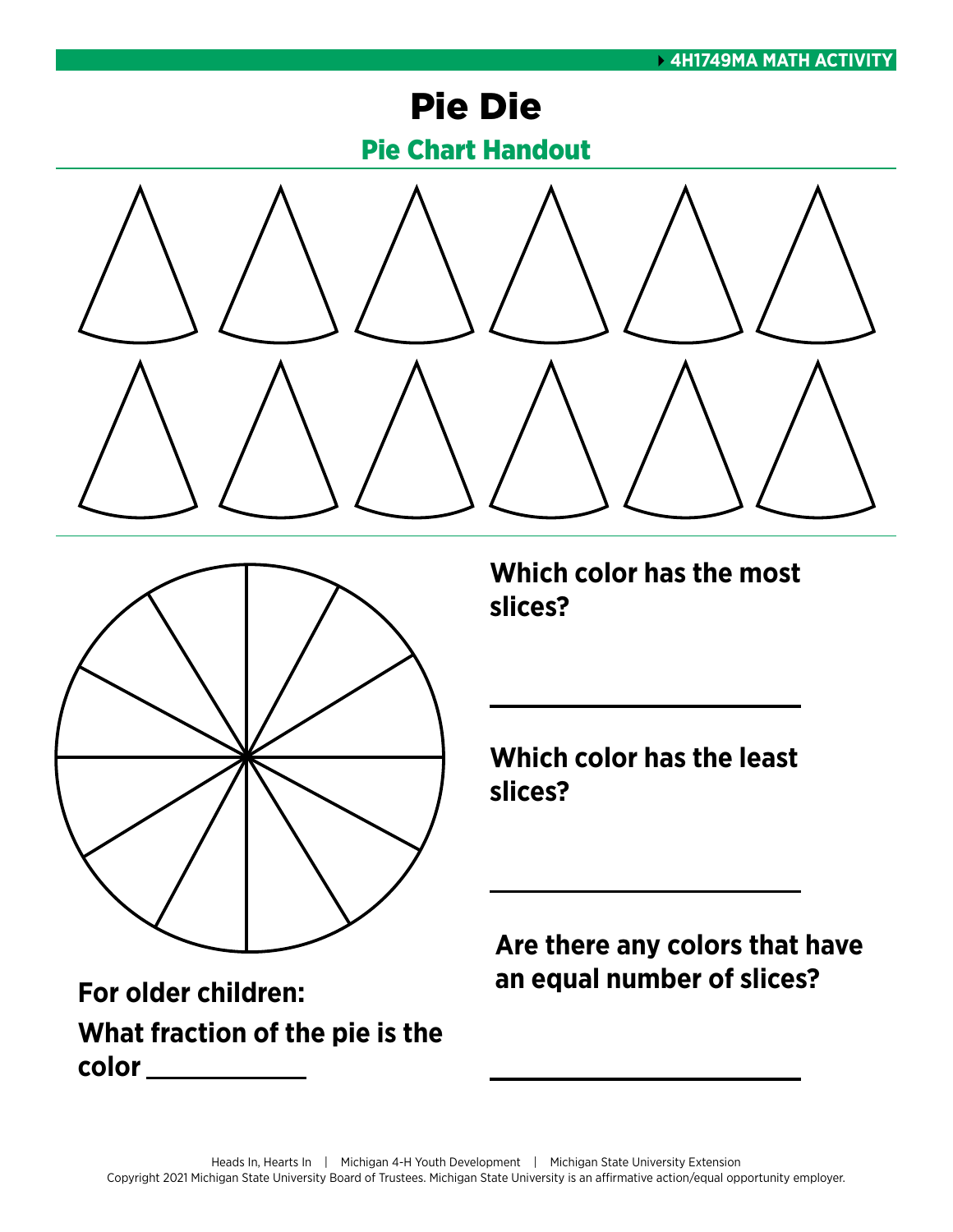# Pie Die

## Pie Chart Handout

**Which color has the most slices?**

\_\_\_\_\_\_\_\_\_\_\_\_\_\_\_\_\_\_\_\_

**Which color has the least slices?**

\_\_\_\_\_\_\_\_\_\_\_\_\_\_\_\_\_\_\_\_

**Are there any colors that have an equal number of slices?**

\_\_\_\_\_\_\_\_\_\_\_\_\_\_\_\_\_\_\_\_

**For older children:**

**What fraction of the pie is the color \_\_\_\_\_\_\_\_\_\_\_\_**

Heads In, Hearts In | Michigan 4-H Youth Development | Michigan State University Extension
Copyright 2021 Michigan State University Board of Trustees. Michigan State University is an affirmative action/equal opportunity employer.